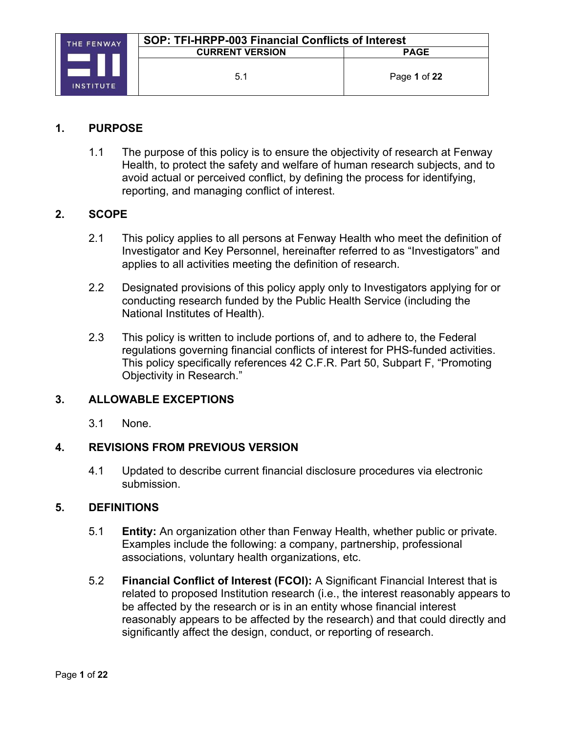| SOP: TFI-HRPP-003 Financial Conflicts of Interest | |
|---|---|
| CURRENT VERSION | PAGE |
| 5.1 | Page 1 of 22 |

## 1. PURPOSE

1.1 The purpose of this policy is to ensure the objectivity of research at Fenway Health, to protect the safety and welfare of human research subjects, and to avoid actual or perceived conflict, by defining the process for identifying, reporting, and managing conflict of interest.

## 2. SCOPE

2.1 This policy applies to all persons at Fenway Health who meet the definition of Investigator and Key Personnel, hereinafter referred to as "Investigators" and applies to all activities meeting the definition of research.

2.2 Designated provisions of this policy apply only to Investigators applying for or conducting research funded by the Public Health Service (including the National Institutes of Health).

2.3 This policy is written to include portions of, and to adhere to, the Federal regulations governing financial conflicts of interest for PHS-funded activities. This policy specifically references 42 C.F.R. Part 50, Subpart F, "Promoting Objectivity in Research."

## 3. ALLOWABLE EXCEPTIONS

3.1 None.

## 4. REVISIONS FROM PREVIOUS VERSION

4.1 Updated to describe current financial disclosure procedures via electronic submission.

## 5. DEFINITIONS

5.1 **Entity:** An organization other than Fenway Health, whether public or private. Examples include the following: a company, partnership, professional associations, voluntary health organizations, etc.

5.2 **Financial Conflict of Interest (FCOI):** A Significant Financial Interest that is related to proposed Institution research (i.e., the interest reasonably appears to be affected by the research or is in an entity whose financial interest reasonably appears to be affected by the research) and that could directly and significantly affect the design, conduct, or reporting of research.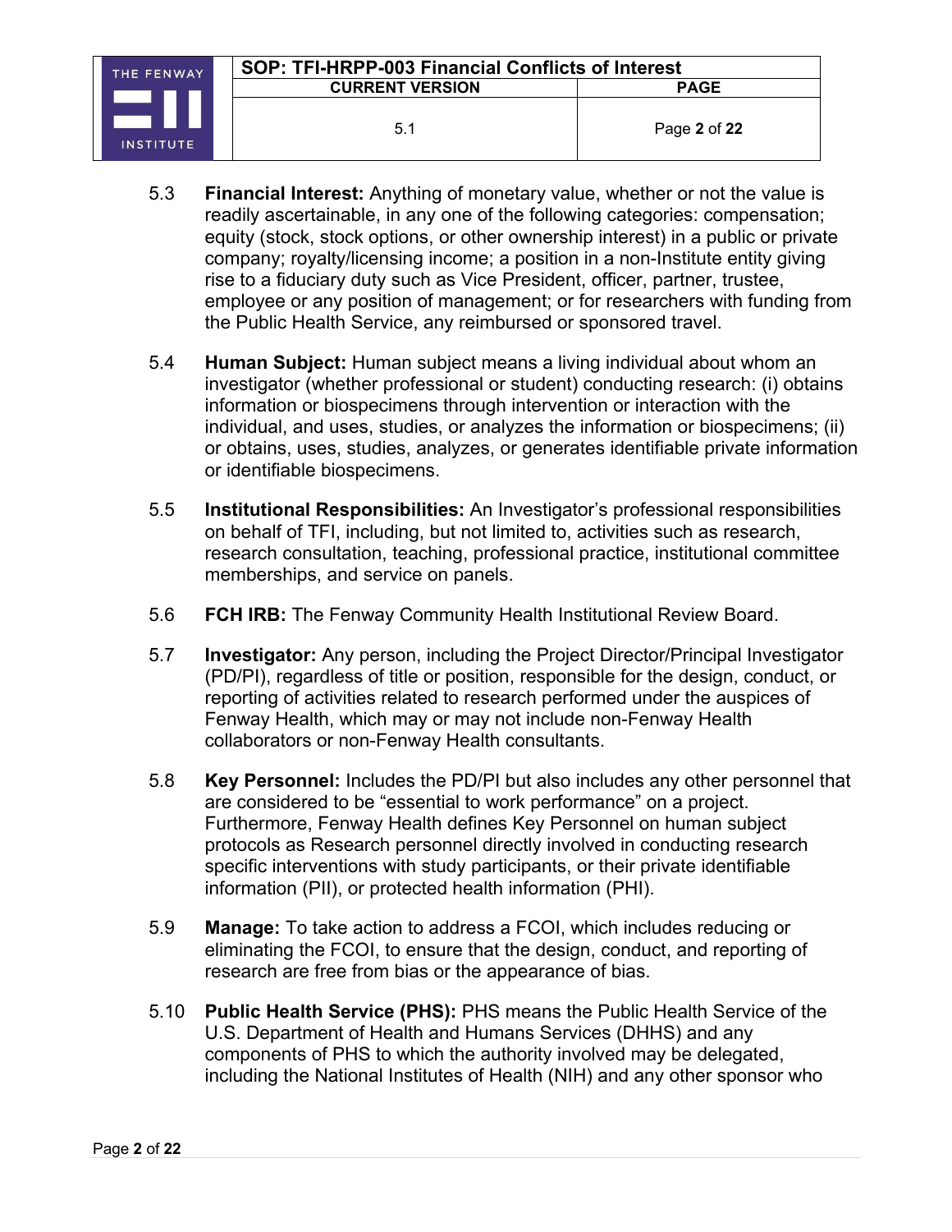5.3 **Financial Interest:** Anything of monetary value, whether or not the value is readily ascertainable, in any one of the following categories: compensation; equity (stock, stock options, or other ownership interest) in a public or private company; royalty/licensing income; a position in a non-Institute entity giving rise to a fiduciary duty such as Vice President, officer, partner, trustee, employee or any position of management; or for researchers with funding from the Public Health Service, any reimbursed or sponsored travel.

5.4 **Human Subject:** Human subject means a living individual about whom an investigator (whether professional or student) conducting research: (i) obtains information or biospecimens through intervention or interaction with the individual, and uses, studies, or analyzes the information or biospecimens; (ii) or obtains, uses, studies, analyzes, or generates identifiable private information or identifiable biospecimens.

5.5 **Institutional Responsibilities:** An Investigator's professional responsibilities on behalf of TFI, including, but not limited to, activities such as research, research consultation, teaching, professional practice, institutional committee memberships, and service on panels.

5.6 **FCH IRB:** The Fenway Community Health Institutional Review Board.

5.7 **Investigator:** Any person, including the Project Director/Principal Investigator (PD/PI), regardless of title or position, responsible for the design, conduct, or reporting of activities related to research performed under the auspices of Fenway Health, which may or may not include non-Fenway Health collaborators or non-Fenway Health consultants.

5.8 **Key Personnel:** Includes the PD/PI but also includes any other personnel that are considered to be "essential to work performance" on a project. Furthermore, Fenway Health defines Key Personnel on human subject protocols as Research personnel directly involved in conducting research specific interventions with study participants, or their private identifiable information (PII), or protected health information (PHI).

5.9 **Manage:** To take action to address a FCOI, which includes reducing or eliminating the FCOI, to ensure that the design, conduct, and reporting of research are free from bias or the appearance of bias.

5.10 **Public Health Service (PHS):** PHS means the Public Health Service of the U.S. Department of Health and Humans Services (DHHS) and any components of PHS to which the authority involved may be delegated, including the National Institutes of Health (NIH) and any other sponsor who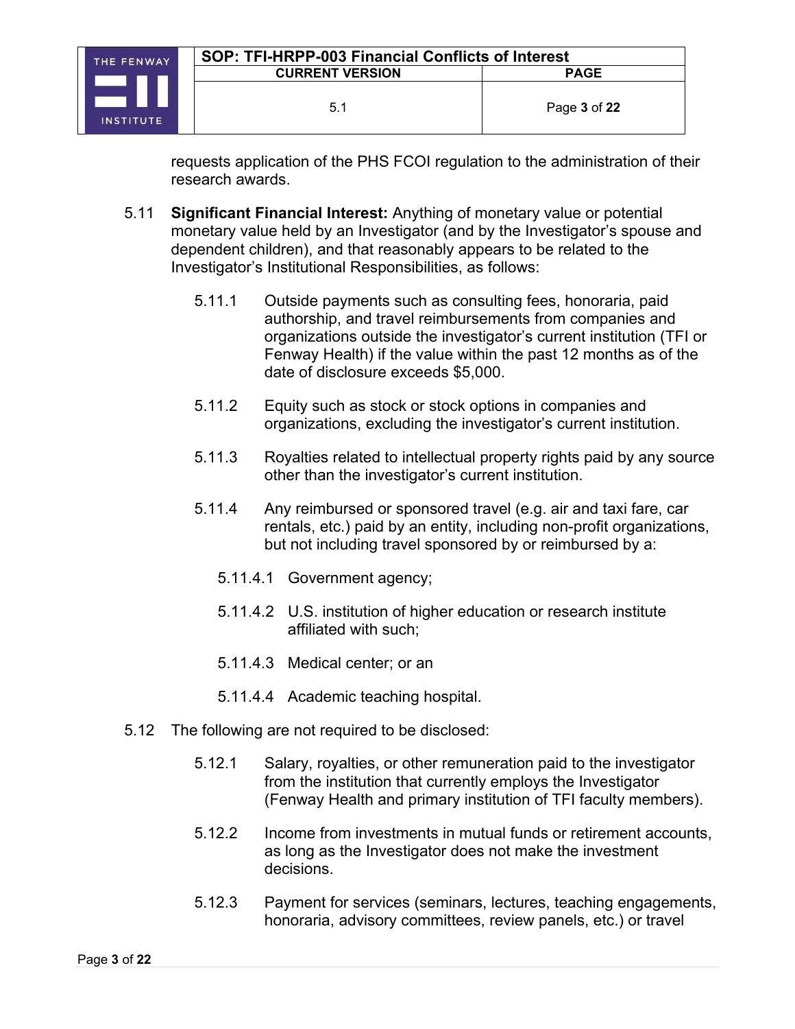requests application of the PHS FCOI regulation to the administration of their research awards.

5.11 **Significant Financial Interest:** Anything of monetary value or potential monetary value held by an Investigator (and by the Investigator's spouse and dependent children), and that reasonably appears to be related to the Investigator's Institutional Responsibilities, as follows:

5.11.1 Outside payments such as consulting fees, honoraria, paid authorship, and travel reimbursements from companies and organizations outside the investigator's current institution (TFI or Fenway Health) if the value within the past 12 months as of the date of disclosure exceeds $5,000.

5.11.2 Equity such as stock or stock options in companies and organizations, excluding the investigator's current institution.

5.11.3 Royalties related to intellectual property rights paid by any source other than the investigator's current institution.

5.11.4 Any reimbursed or sponsored travel (e.g. air and taxi fare, car rentals, etc.) paid by an entity, including non-profit organizations, but not including travel sponsored by or reimbursed by a:

5.11.4.1 Government agency;

5.11.4.2 U.S. institution of higher education or research institute affiliated with such;

5.11.4.3 Medical center; or an

5.11.4.4 Academic teaching hospital.

5.12 The following are not required to be disclosed:

5.12.1 Salary, royalties, or other remuneration paid to the investigator from the institution that currently employs the Investigator (Fenway Health and primary institution of TFI faculty members).

5.12.2 Income from investments in mutual funds or retirement accounts, as long as the Investigator does not make the investment decisions.

5.12.3 Payment for services (seminars, lectures, teaching engagements, honoraria, advisory committees, review panels, etc.) or travel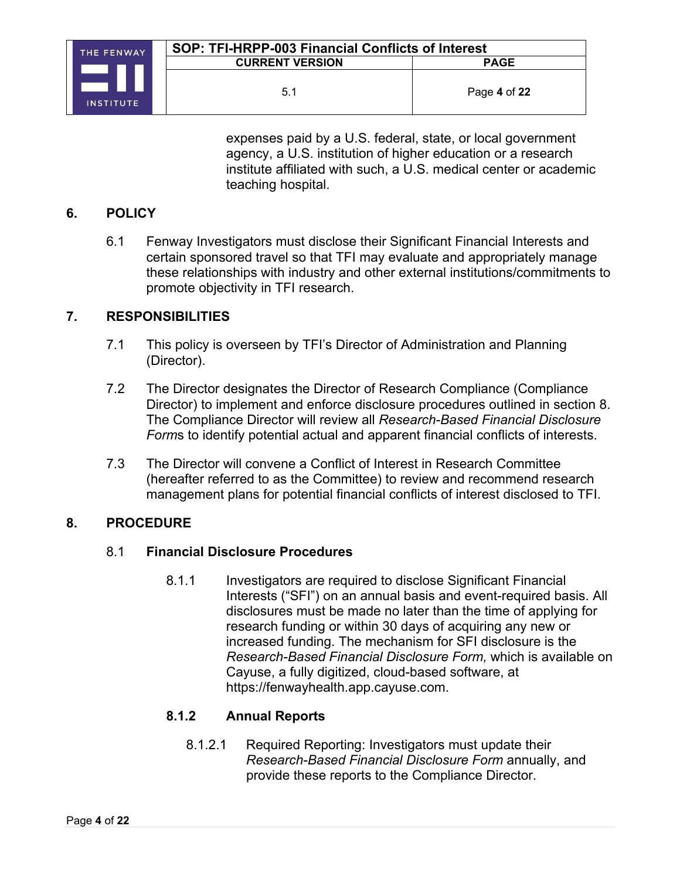expenses paid by a U.S. federal, state, or local government agency, a U.S. institution of higher education or a research institute affiliated with such, a U.S. medical center or academic teaching hospital.

## 6. POLICY

6.1 Fenway Investigators must disclose their Significant Financial Interests and certain sponsored travel so that TFI may evaluate and appropriately manage these relationships with industry and other external institutions/commitments to promote objectivity in TFI research.

## 7. RESPONSIBILITIES

7.1 This policy is overseen by TFI's Director of Administration and Planning (Director).

7.2 The Director designates the Director of Research Compliance (Compliance Director) to implement and enforce disclosure procedures outlined in section 8. The Compliance Director will review all *Research-Based Financial Disclosure Form*s to identify potential actual and apparent financial conflicts of interests.

7.3 The Director will convene a Conflict of Interest in Research Committee (hereafter referred to as the Committee) to review and recommend research management plans for potential financial conflicts of interest disclosed to TFI.

## 8. PROCEDURE

### 8.1 **Financial Disclosure Procedures**

8.1.1 Investigators are required to disclose Significant Financial Interests ("SFI") on an annual basis and event-required basis. All disclosures must be made no later than the time of applying for research funding or within 30 days of acquiring any new or increased funding. The mechanism for SFI disclosure is the *Research-Based Financial Disclosure Form,* which is available on Cayuse, a fully digitized, cloud-based software, at https://fenwayhealth.app.cayuse.com.

#### 8.1.2 Annual Reports

8.1.2.1 Required Reporting: Investigators must update their *Research-Based Financial Disclosure Form* annually, and provide these reports to the Compliance Director.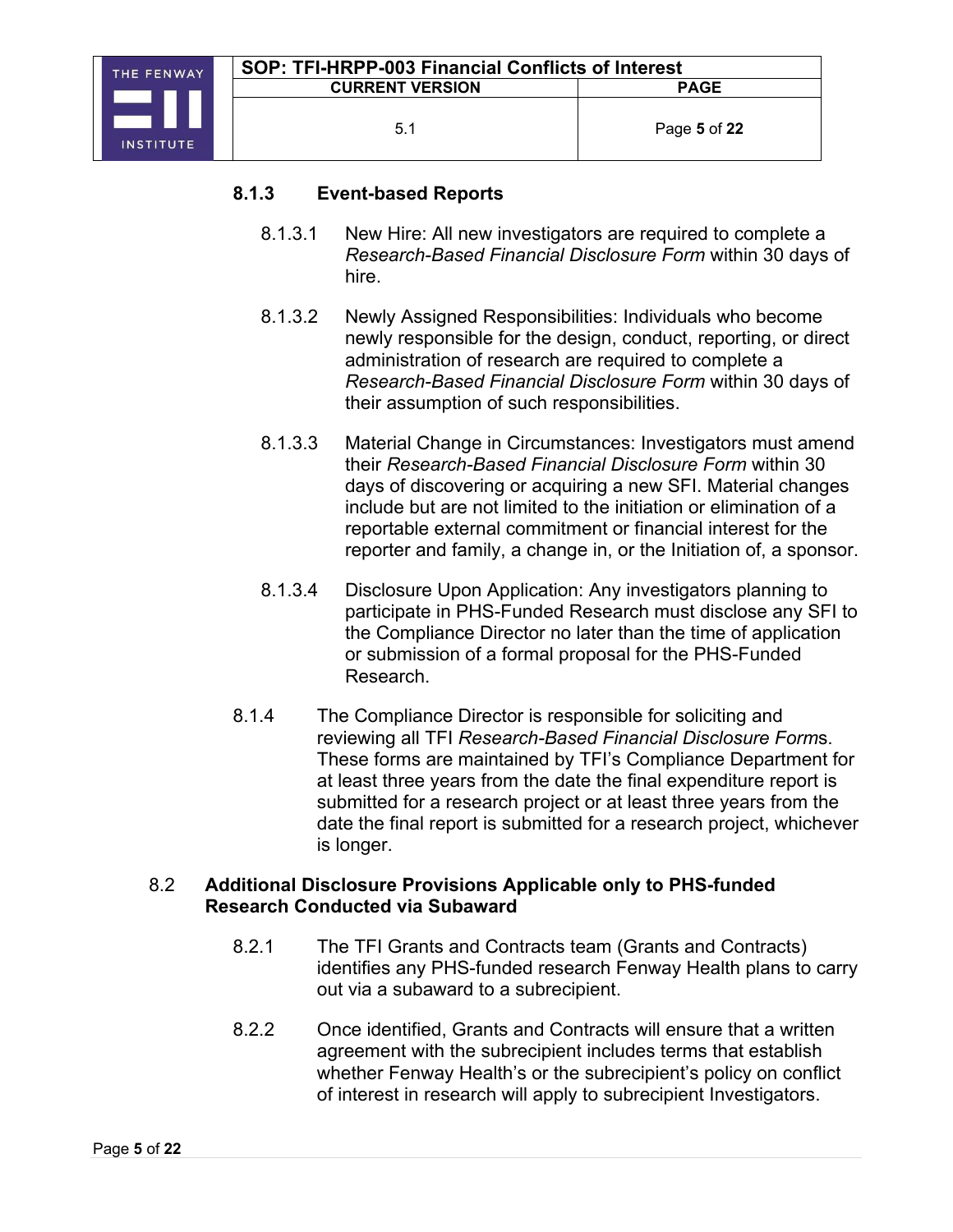### 8.1.3 Event-based Reports

8.1.3.1 New Hire: All new investigators are required to complete a *Research-Based Financial Disclosure Form* within 30 days of hire.

8.1.3.2 Newly Assigned Responsibilities: Individuals who become newly responsible for the design, conduct, reporting, or direct administration of research are required to complete a *Research-Based Financial Disclosure Form* within 30 days of their assumption of such responsibilities.

8.1.3.3 Material Change in Circumstances: Investigators must amend their *Research-Based Financial Disclosure Form* within 30 days of discovering or acquiring a new SFI. Material changes include but are not limited to the initiation or elimination of a reportable external commitment or financial interest for the reporter and family, a change in, or the Initiation of, a sponsor.

8.1.3.4 Disclosure Upon Application: Any investigators planning to participate in PHS-Funded Research must disclose any SFI to the Compliance Director no later than the time of application or submission of a formal proposal for the PHS-Funded Research.

8.1.4 The Compliance Director is responsible for soliciting and reviewing all TFI *Research-Based Financial Disclosure Form*s. These forms are maintained by TFI's Compliance Department for at least three years from the date the final expenditure report is submitted for a research project or at least three years from the date the final report is submitted for a research project, whichever is longer.

## 8.2 Additional Disclosure Provisions Applicable only to PHS-funded Research Conducted via Subaward

8.2.1 The TFI Grants and Contracts team (Grants and Contracts) identifies any PHS-funded research Fenway Health plans to carry out via a subaward to a subrecipient.

8.2.2 Once identified, Grants and Contracts will ensure that a written agreement with the subrecipient includes terms that establish whether Fenway Health's or the subrecipient's policy on conflict of interest in research will apply to subrecipient Investigators.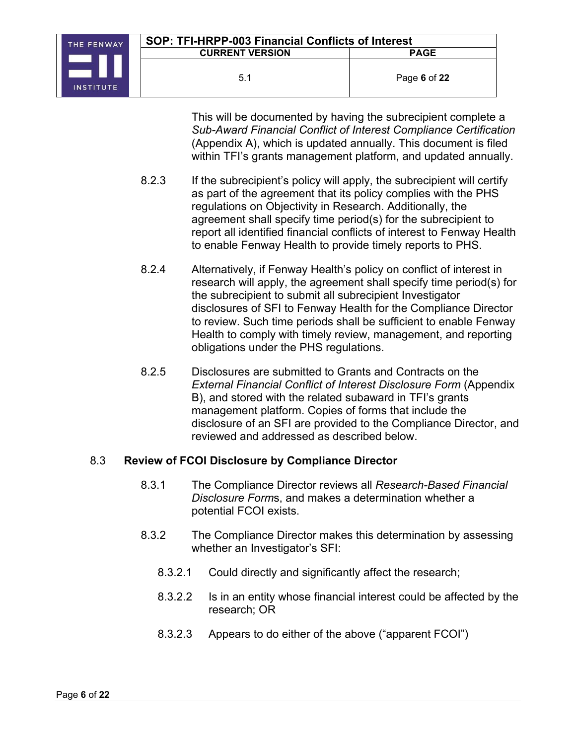This will be documented by having the subrecipient complete a *Sub-Award Financial Conflict of Interest Compliance Certification* (Appendix A), which is updated annually. This document is filed within TFI's grants management platform, and updated annually.

8.2.3 If the subrecipient's policy will apply, the subrecipient will certify as part of the agreement that its policy complies with the PHS regulations on Objectivity in Research. Additionally, the agreement shall specify time period(s) for the subrecipient to report all identified financial conflicts of interest to Fenway Health to enable Fenway Health to provide timely reports to PHS.

8.2.4 Alternatively, if Fenway Health's policy on conflict of interest in research will apply, the agreement shall specify time period(s) for the subrecipient to submit all subrecipient Investigator disclosures of SFI to Fenway Health for the Compliance Director to review. Such time periods shall be sufficient to enable Fenway Health to comply with timely review, management, and reporting obligations under the PHS regulations.

8.2.5 Disclosures are submitted to Grants and Contracts on the *External Financial Conflict of Interest Disclosure Form* (Appendix B), and stored with the related subaward in TFI's grants management platform. Copies of forms that include the disclosure of an SFI are provided to the Compliance Director, and reviewed and addressed as described below.

### 8.3 Review of FCOI Disclosure by Compliance Director

8.3.1 The Compliance Director reviews all *Research-Based Financial Disclosure Form*s, and makes a determination whether a potential FCOI exists.

8.3.2 The Compliance Director makes this determination by assessing whether an Investigator's SFI:

8.3.2.1 Could directly and significantly affect the research;

8.3.2.2 Is in an entity whose financial interest could be affected by the research; OR

8.3.2.3 Appears to do either of the above ("apparent FCOI")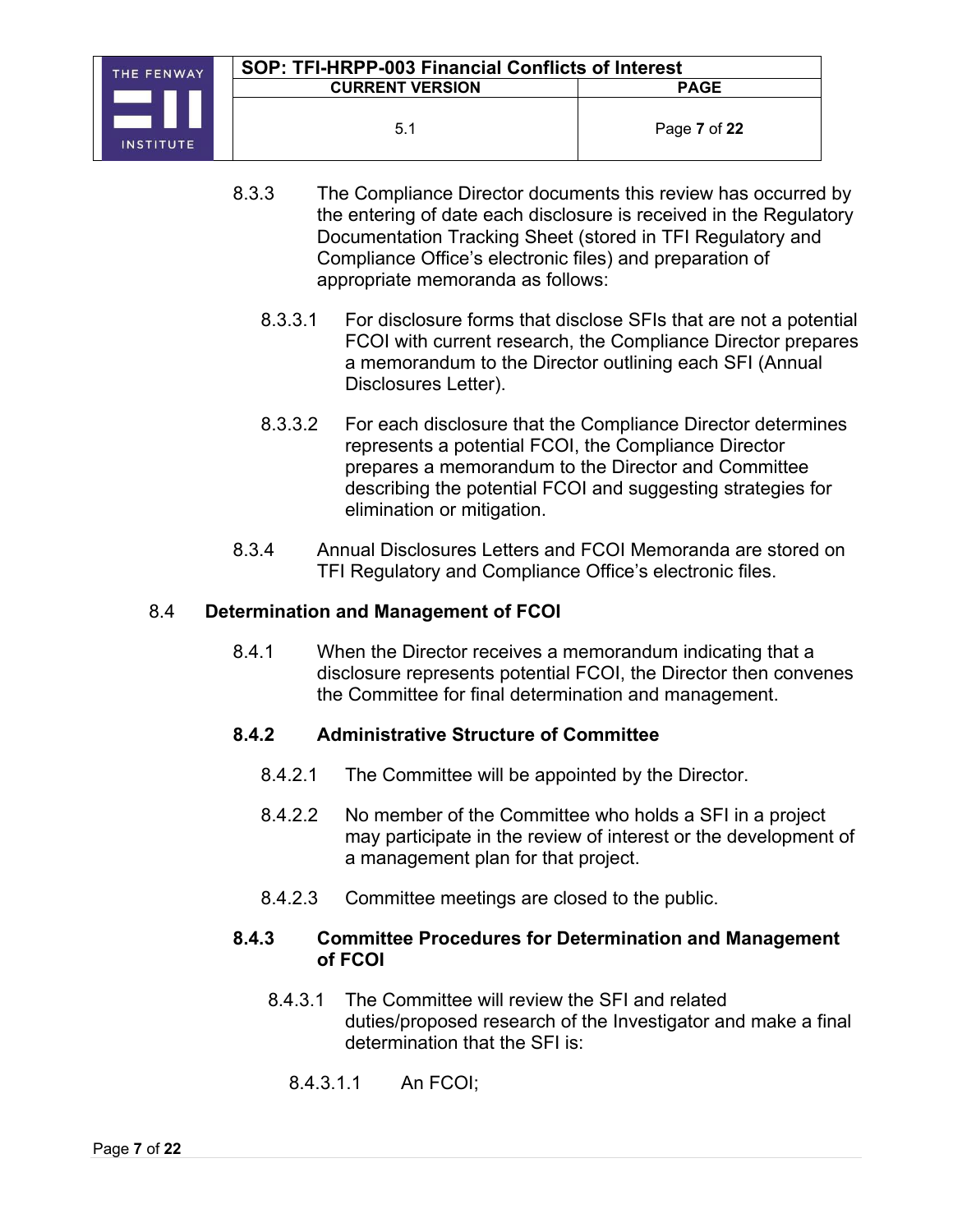8.3.3 The Compliance Director documents this review has occurred by the entering of date each disclosure is received in the Regulatory Documentation Tracking Sheet (stored in TFI Regulatory and Compliance Office's electronic files) and preparation of appropriate memoranda as follows:

8.3.3.1 For disclosure forms that disclose SFIs that are not a potential FCOI with current research, the Compliance Director prepares a memorandum to the Director outlining each SFI (Annual Disclosures Letter).

8.3.3.2 For each disclosure that the Compliance Director determines represents a potential FCOI, the Compliance Director prepares a memorandum to the Director and Committee describing the potential FCOI and suggesting strategies for elimination or mitigation.

8.3.4 Annual Disclosures Letters and FCOI Memoranda are stored on TFI Regulatory and Compliance Office's electronic files.

## 8.4 Determination and Management of FCOI

8.4.1 When the Director receives a memorandum indicating that a disclosure represents potential FCOI, the Director then convenes the Committee for final determination and management.

### 8.4.2 Administrative Structure of Committee

8.4.2.1 The Committee will be appointed by the Director.

8.4.2.2 No member of the Committee who holds a SFI in a project may participate in the review of interest or the development of a management plan for that project.

8.4.2.3 Committee meetings are closed to the public.

### 8.4.3 Committee Procedures for Determination and Management of FCOI

8.4.3.1 The Committee will review the SFI and related duties/proposed research of the Investigator and make a final determination that the SFI is:

8.4.3.1.1 An FCOI;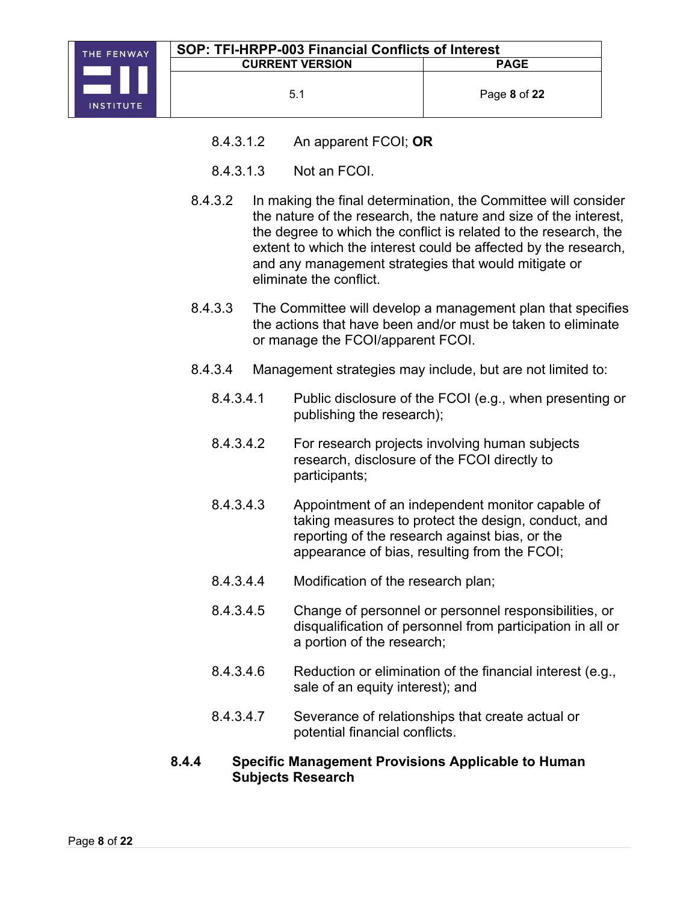8.4.3.1.2 An apparent FCOI; **OR**

8.4.3.1.3 Not an FCOI.

8.4.3.2 In making the final determination, the Committee will consider the nature of the research, the nature and size of the interest, the degree to which the conflict is related to the research, the extent to which the interest could be affected by the research, and any management strategies that would mitigate or eliminate the conflict.

8.4.3.3 The Committee will develop a management plan that specifies the actions that have been and/or must be taken to eliminate or manage the FCOI/apparent FCOI.

8.4.3.4 Management strategies may include, but are not limited to:

8.4.3.4.1 Public disclosure of the FCOI (e.g., when presenting or publishing the research);

8.4.3.4.2 For research projects involving human subjects research, disclosure of the FCOI directly to participants;

8.4.3.4.3 Appointment of an independent monitor capable of taking measures to protect the design, conduct, and reporting of the research against bias, or the appearance of bias, resulting from the FCOI;

8.4.3.4.4 Modification of the research plan;

8.4.3.4.5 Change of personnel or personnel responsibilities, or disqualification of personnel from participation in all or a portion of the research;

8.4.3.4.6 Reduction or elimination of the financial interest (e.g., sale of an equity interest); and

8.4.3.4.7 Severance of relationships that create actual or potential financial conflicts.

#### 8.4.4 Specific Management Provisions Applicable to Human Subjects Research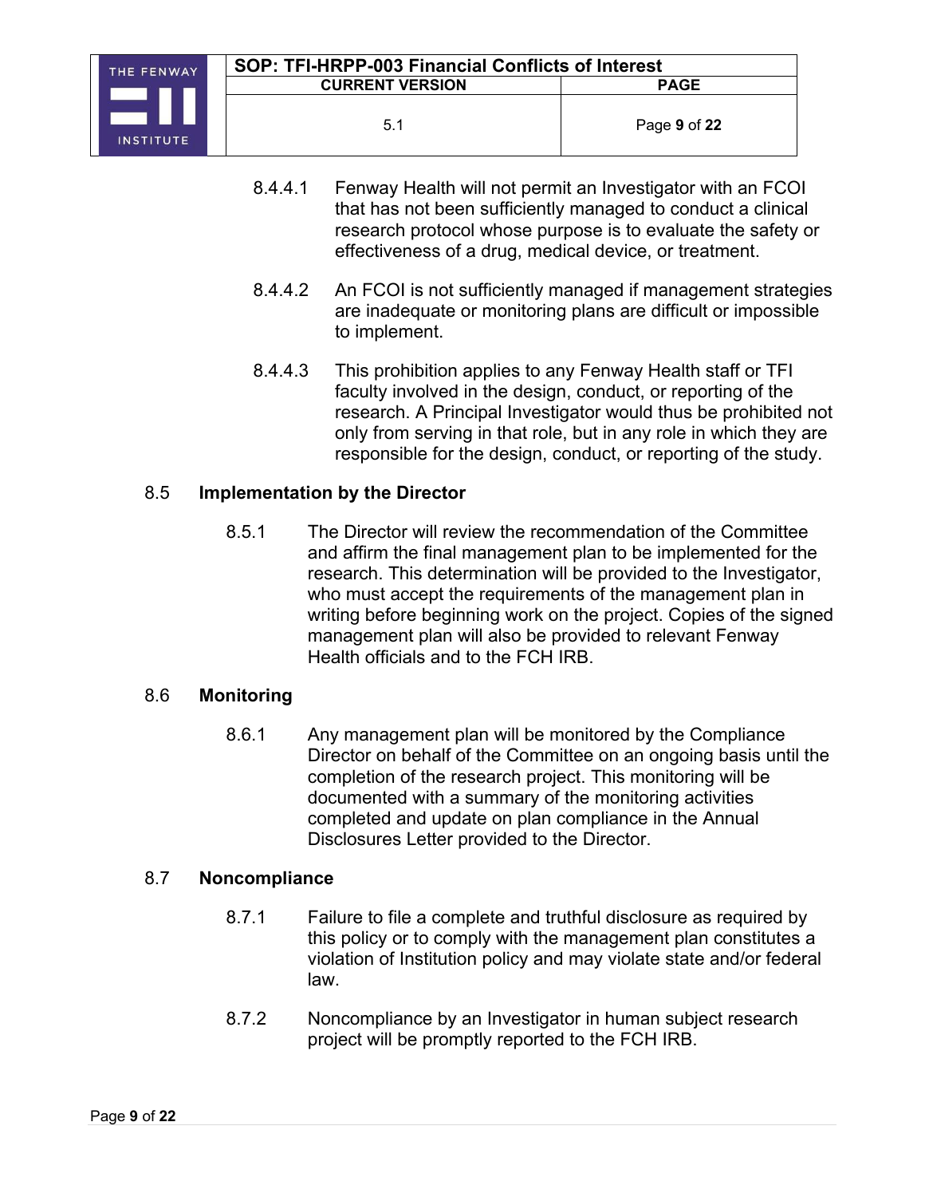8.4.4.1 Fenway Health will not permit an Investigator with an FCOI that has not been sufficiently managed to conduct a clinical research protocol whose purpose is to evaluate the safety or effectiveness of a drug, medical device, or treatment.

8.4.4.2 An FCOI is not sufficiently managed if management strategies are inadequate or monitoring plans are difficult or impossible to implement.

8.4.4.3 This prohibition applies to any Fenway Health staff or TFI faculty involved in the design, conduct, or reporting of the research. A Principal Investigator would thus be prohibited not only from serving in that role, but in any role in which they are responsible for the design, conduct, or reporting of the study.

8.5 **Implementation by the Director**

8.5.1 The Director will review the recommendation of the Committee and affirm the final management plan to be implemented for the research. This determination will be provided to the Investigator, who must accept the requirements of the management plan in writing before beginning work on the project. Copies of the signed management plan will also be provided to relevant Fenway Health officials and to the FCH IRB.

8.6 **Monitoring**

8.6.1 Any management plan will be monitored by the Compliance Director on behalf of the Committee on an ongoing basis until the completion of the research project. This monitoring will be documented with a summary of the monitoring activities completed and update on plan compliance in the Annual Disclosures Letter provided to the Director.

8.7 **Noncompliance**

8.7.1 Failure to file a complete and truthful disclosure as required by this policy or to comply with the management plan constitutes a violation of Institution policy and may violate state and/or federal law.

8.7.2 Noncompliance by an Investigator in human subject research project will be promptly reported to the FCH IRB.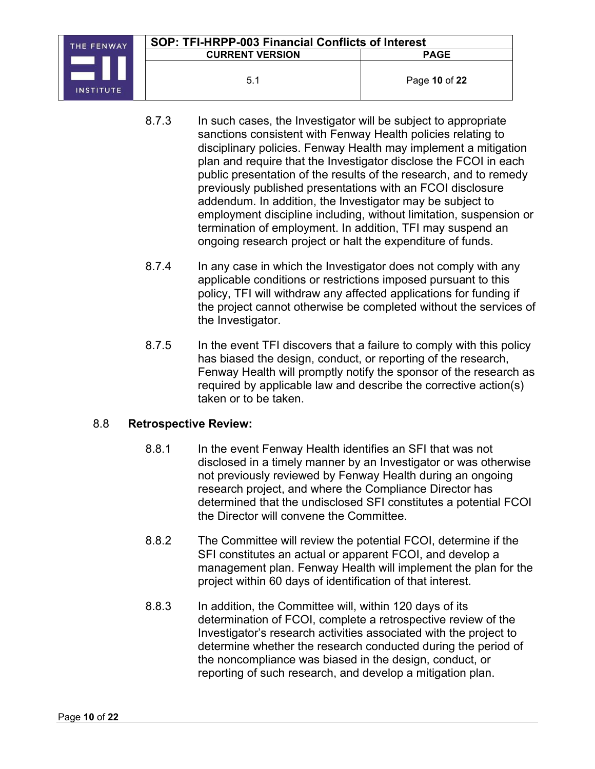8.7.3 In such cases, the Investigator will be subject to appropriate sanctions consistent with Fenway Health policies relating to disciplinary policies. Fenway Health may implement a mitigation plan and require that the Investigator disclose the FCOI in each public presentation of the results of the research, and to remedy previously published presentations with an FCOI disclosure addendum. In addition, the Investigator may be subject to employment discipline including, without limitation, suspension or termination of employment. In addition, TFI may suspend an ongoing research project or halt the expenditure of funds.

8.7.4 In any case in which the Investigator does not comply with any applicable conditions or restrictions imposed pursuant to this policy, TFI will withdraw any affected applications for funding if the project cannot otherwise be completed without the services of the Investigator.

8.7.5 In the event TFI discovers that a failure to comply with this policy has biased the design, conduct, or reporting of the research, Fenway Health will promptly notify the sponsor of the research as required by applicable law and describe the corrective action(s) taken or to be taken.

8.8 **Retrospective Review:**

8.8.1 In the event Fenway Health identifies an SFI that was not disclosed in a timely manner by an Investigator or was otherwise not previously reviewed by Fenway Health during an ongoing research project, and where the Compliance Director has determined that the undisclosed SFI constitutes a potential FCOI the Director will convene the Committee.

8.8.2 The Committee will review the potential FCOI, determine if the SFI constitutes an actual or apparent FCOI, and develop a management plan. Fenway Health will implement the plan for the project within 60 days of identification of that interest.

8.8.3 In addition, the Committee will, within 120 days of its determination of FCOI, complete a retrospective review of the Investigator's research activities associated with the project to determine whether the research conducted during the period of the noncompliance was biased in the design, conduct, or reporting of such research, and develop a mitigation plan.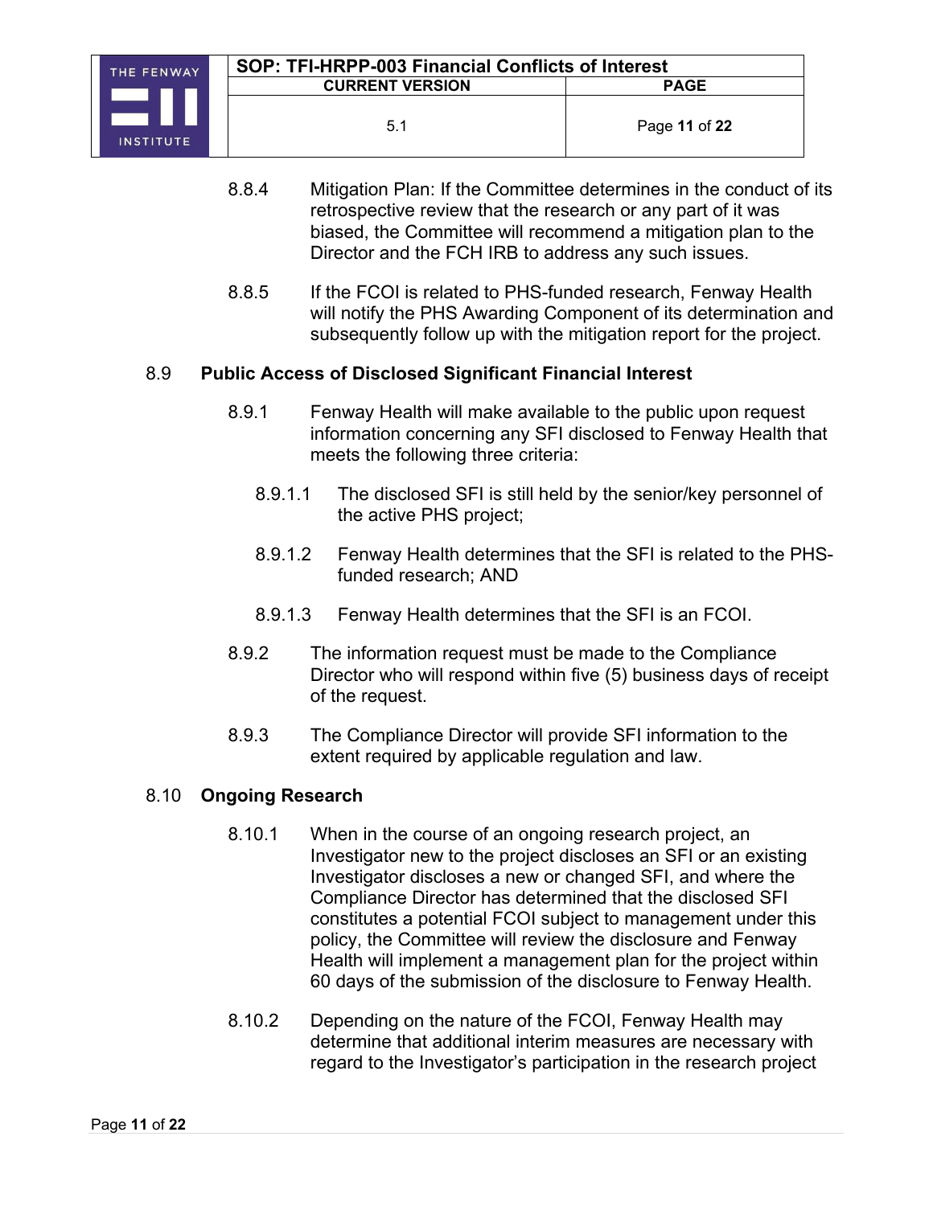8.8.4 Mitigation Plan: If the Committee determines in the conduct of its retrospective review that the research or any part of it was biased, the Committee will recommend a mitigation plan to the Director and the FCH IRB to address any such issues.

8.8.5 If the FCOI is related to PHS-funded research, Fenway Health will notify the PHS Awarding Component of its determination and subsequently follow up with the mitigation report for the project.

### 8.9 **Public Access of Disclosed Significant Financial Interest**

8.9.1 Fenway Health will make available to the public upon request information concerning any SFI disclosed to Fenway Health that meets the following three criteria:

8.9.1.1 The disclosed SFI is still held by the senior/key personnel of the active PHS project;

8.9.1.2 Fenway Health determines that the SFI is related to the PHS-funded research; AND

8.9.1.3 Fenway Health determines that the SFI is an FCOI.

8.9.2 The information request must be made to the Compliance Director who will respond within five (5) business days of receipt of the request.

8.9.3 The Compliance Director will provide SFI information to the extent required by applicable regulation and law.

### 8.10 **Ongoing Research**

8.10.1 When in the course of an ongoing research project, an Investigator new to the project discloses an SFI or an existing Investigator discloses a new or changed SFI, and where the Compliance Director has determined that the disclosed SFI constitutes a potential FCOI subject to management under this policy, the Committee will review the disclosure and Fenway Health will implement a management plan for the project within 60 days of the submission of the disclosure to Fenway Health.

8.10.2 Depending on the nature of the FCOI, Fenway Health may determine that additional interim measures are necessary with regard to the Investigator's participation in the research project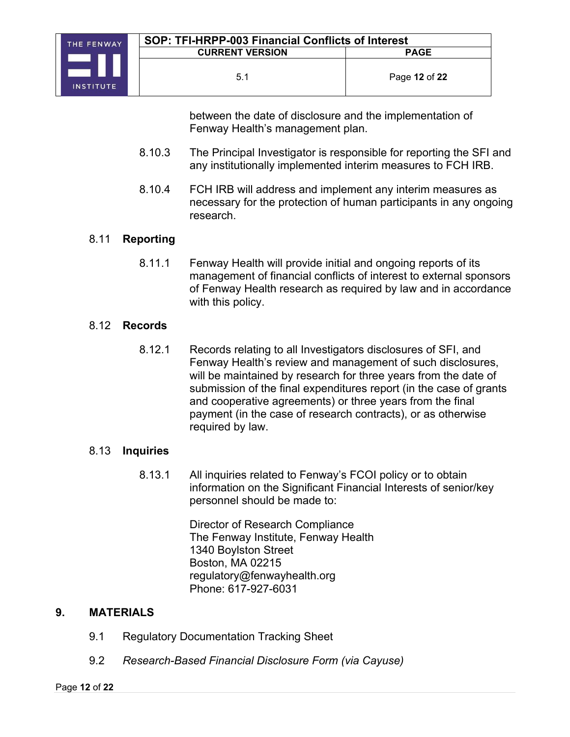between the date of disclosure and the implementation of Fenway Health's management plan.

8.10.3 The Principal Investigator is responsible for reporting the SFI and any institutionally implemented interim measures to FCH IRB.

8.10.4 FCH IRB will address and implement any interim measures as necessary for the protection of human participants in any ongoing research.

8.11 **Reporting**

8.11.1 Fenway Health will provide initial and ongoing reports of its management of financial conflicts of interest to external sponsors of Fenway Health research as required by law and in accordance with this policy.

8.12 **Records**

8.12.1 Records relating to all Investigators disclosures of SFI, and Fenway Health's review and management of such disclosures, will be maintained by research for three years from the date of submission of the final expenditures report (in the case of grants and cooperative agreements) or three years from the final payment (in the case of research contracts), or as otherwise required by law.

8.13 **Inquiries**

8.13.1 All inquiries related to Fenway's FCOI policy or to obtain information on the Significant Financial Interests of senior/key personnel should be made to:

Director of Research Compliance
The Fenway Institute, Fenway Health
1340 Boylston Street
Boston, MA 02215
regulatory@fenwayhealth.org
Phone: 617-927-6031

## 9. MATERIALS

9.1 Regulatory Documentation Tracking Sheet

9.2 *Research-Based Financial Disclosure Form (via Cayuse)*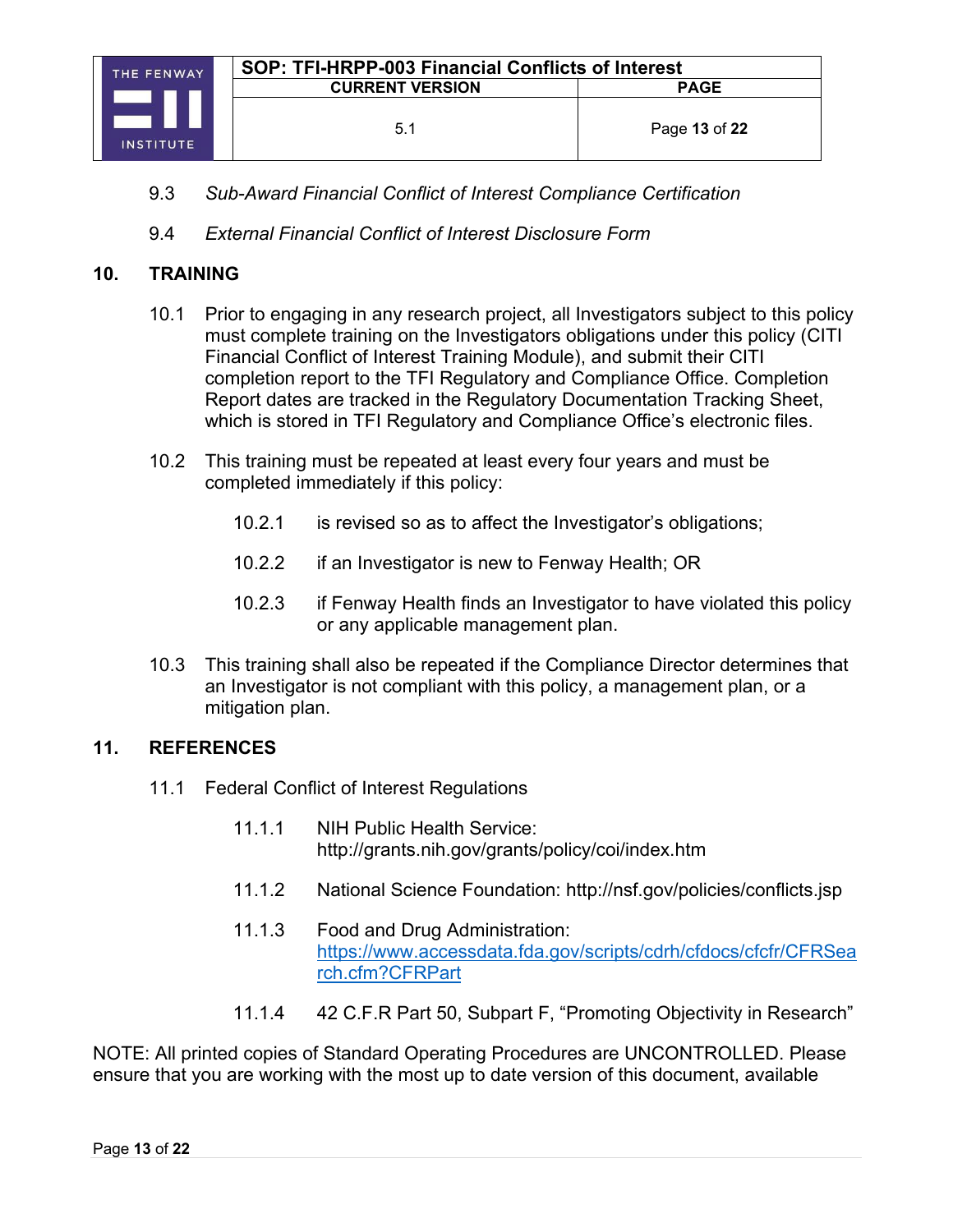9.3 *Sub-Award Financial Conflict of Interest Compliance Certification*

9.4 *External Financial Conflict of Interest Disclosure Form*

## 10. TRAINING

10.1 Prior to engaging in any research project, all Investigators subject to this policy must complete training on the Investigators obligations under this policy (CITI Financial Conflict of Interest Training Module), and submit their CITI completion report to the TFI Regulatory and Compliance Office. Completion Report dates are tracked in the Regulatory Documentation Tracking Sheet, which is stored in TFI Regulatory and Compliance Office's electronic files.

10.2 This training must be repeated at least every four years and must be completed immediately if this policy:

10.2.1 is revised so as to affect the Investigator's obligations;

10.2.2 if an Investigator is new to Fenway Health; OR

10.2.3 if Fenway Health finds an Investigator to have violated this policy or any applicable management plan.

10.3 This training shall also be repeated if the Compliance Director determines that an Investigator is not compliant with this policy, a management plan, or a mitigation plan.

## 11. REFERENCES

11.1 Federal Conflict of Interest Regulations

11.1.1 NIH Public Health Service: http://grants.nih.gov/grants/policy/coi/index.htm

11.1.2 National Science Foundation: http://nsf.gov/policies/conflicts.jsp

11.1.3 Food and Drug Administration: https://www.accessdata.fda.gov/scripts/cdrh/cfdocs/cfcfr/CFRSearch.cfm?CFRPart

11.1.4 42 C.F.R Part 50, Subpart F, "Promoting Objectivity in Research"

NOTE: All printed copies of Standard Operating Procedures are UNCONTROLLED. Please ensure that you are working with the most up to date version of this document, available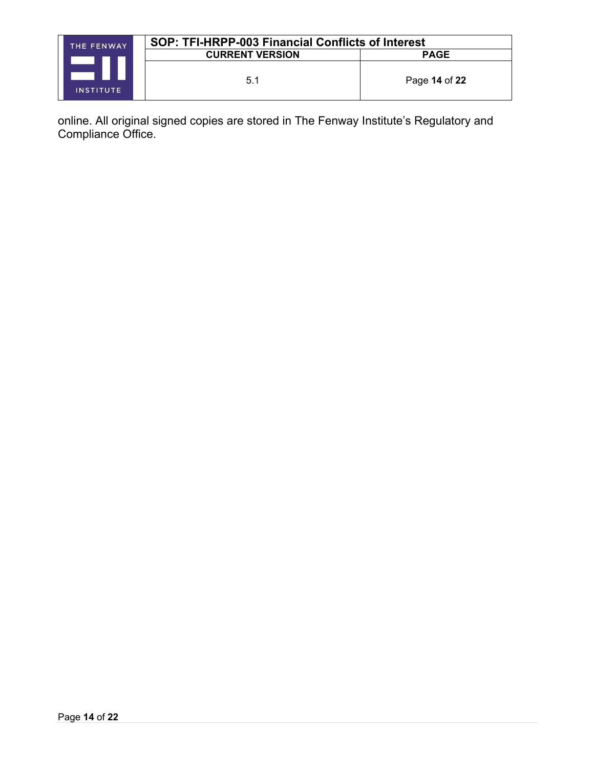online. All original signed copies are stored in The Fenway Institute's Regulatory and Compliance Office.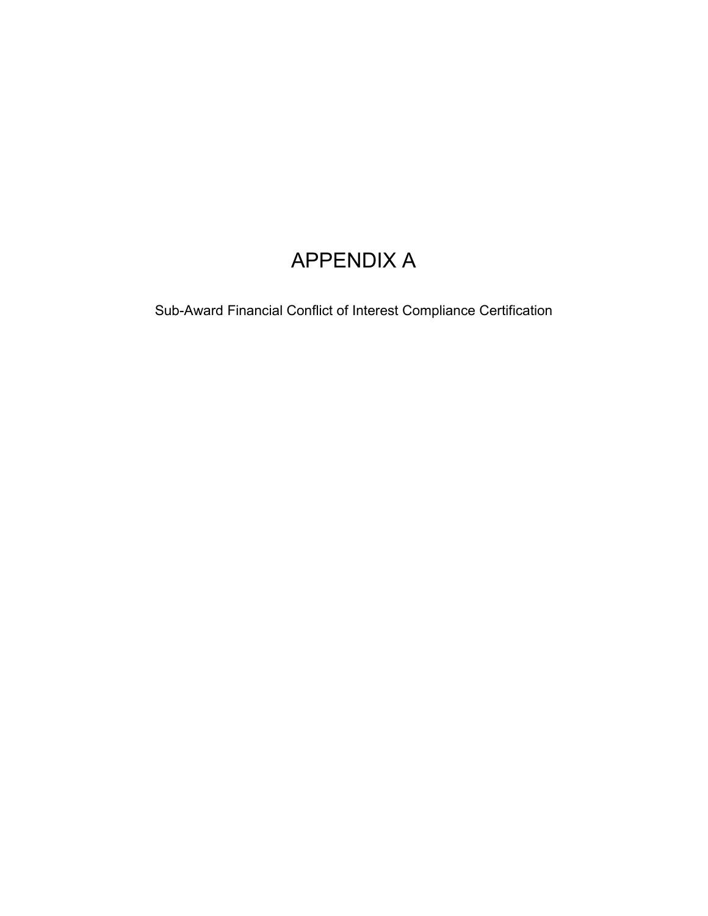# APPENDIX A

Sub-Award Financial Conflict of Interest Compliance Certification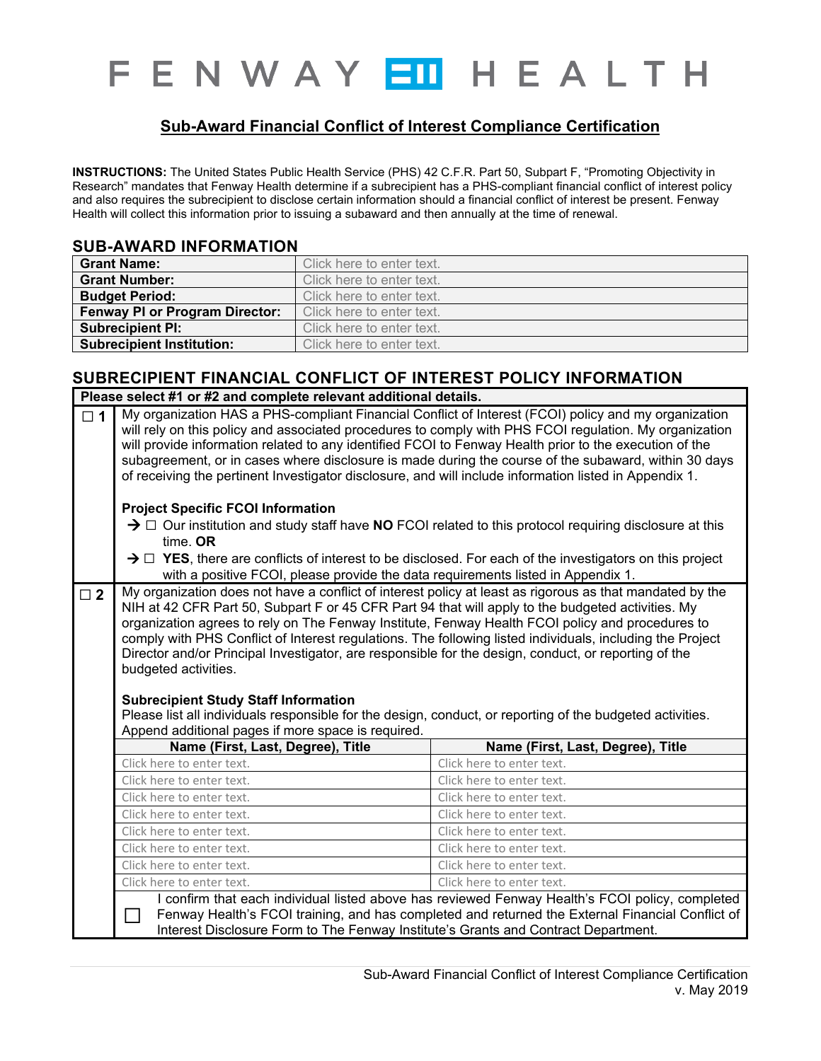# FENWAY HEALTH

## Sub-Award Financial Conflict of Interest Compliance Certification

**INSTRUCTIONS:** The United States Public Health Service (PHS) 42 C.F.R. Part 50, Subpart F, "Promoting Objectivity in Research" mandates that Fenway Health determine if a subrecipient has a PHS-compliant financial conflict of interest policy and also requires the subrecipient to disclose certain information should a financial conflict of interest be present. Fenway Health will collect this information prior to issuing a subaward and then annually at the time of renewal.

### SUB-AWARD INFORMATION

| | |
|---|---|
| **Grant Name:** | Click here to enter text. |
| **Grant Number:** | Click here to enter text. |
| **Budget Period:** | Click here to enter text. |
| **Fenway PI or Program Director:** | Click here to enter text. |
| **Subrecipient PI:** | Click here to enter text. |
| **Subrecipient Institution:** | Click here to enter text. |

### SUBRECIPIENT FINANCIAL CONFLICT OF INTEREST POLICY INFORMATION

**Please select #1 or #2 and complete relevant additional details.**

☐ **1** My organization HAS a PHS-compliant Financial Conflict of Interest (FCOI) policy and my organization will rely on this policy and associated procedures to comply with PHS FCOI regulation. My organization will provide information related to any identified FCOI to Fenway Health prior to the execution of the subagreement, or in cases where disclosure is made during the course of the subaward, within 30 days of receiving the pertinent Investigator disclosure, and will include information listed in Appendix 1.

**Project Specific FCOI Information**

→ ☐ Our institution and study staff have **NO** FCOI related to this protocol requiring disclosure at this time. **OR**

→ ☐ **YES**, there are conflicts of interest to be disclosed. For each of the investigators on this project with a positive FCOI, please provide the data requirements listed in Appendix 1.

☐ **2** My organization does not have a conflict of interest policy at least as rigorous as that mandated by the NIH at 42 CFR Part 50, Subpart F or 45 CFR Part 94 that will apply to the budgeted activities. My organization agrees to rely on The Fenway Institute, Fenway Health FCOI policy and procedures to comply with PHS Conflict of Interest regulations. The following listed individuals, including the Project Director and/or Principal Investigator, are responsible for the design, conduct, or reporting of the budgeted activities.

**Subrecipient Study Staff Information**

Please list all individuals responsible for the design, conduct, or reporting of the budgeted activities. Append additional pages if more space is required.

| Name (First, Last, Degree), Title | Name (First, Last, Degree), Title |
|---|---|
| Click here to enter text. | Click here to enter text. |
| Click here to enter text. | Click here to enter text. |
| Click here to enter text. | Click here to enter text. |
| Click here to enter text. | Click here to enter text. |
| Click here to enter text. | Click here to enter text. |
| Click here to enter text. | Click here to enter text. |
| Click here to enter text. | Click here to enter text. |
| Click here to enter text. | Click here to enter text. |

☐ I confirm that each individual listed above has reviewed Fenway Health's FCOI policy, completed Fenway Health's FCOI training, and has completed and returned the External Financial Conflict of Interest Disclosure Form to The Fenway Institute's Grants and Contract Department.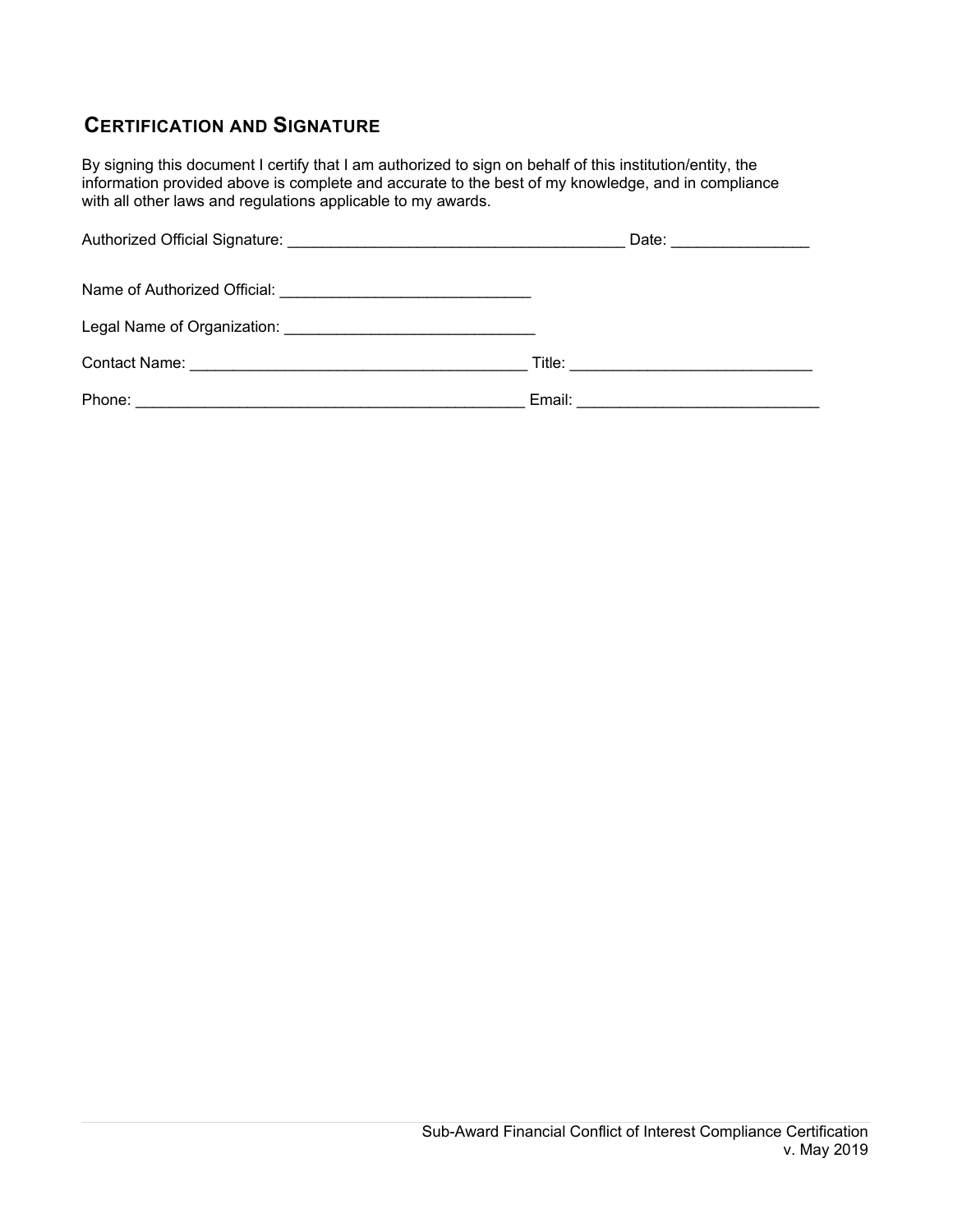## Certification and Signature

By signing this document I certify that I am authorized to sign on behalf of this institution/entity, the information provided above is complete and accurate to the best of my knowledge, and in compliance with all other laws and regulations applicable to my awards.

Authorized Official Signature: _______________________________________ Date: ________________

Name of Authorized Official: _____________________________

Legal Name of Organization: _____________________________

Contact Name: _______________________________________ Title: ____________________________

Phone: ______________________________________________ Email: ____________________________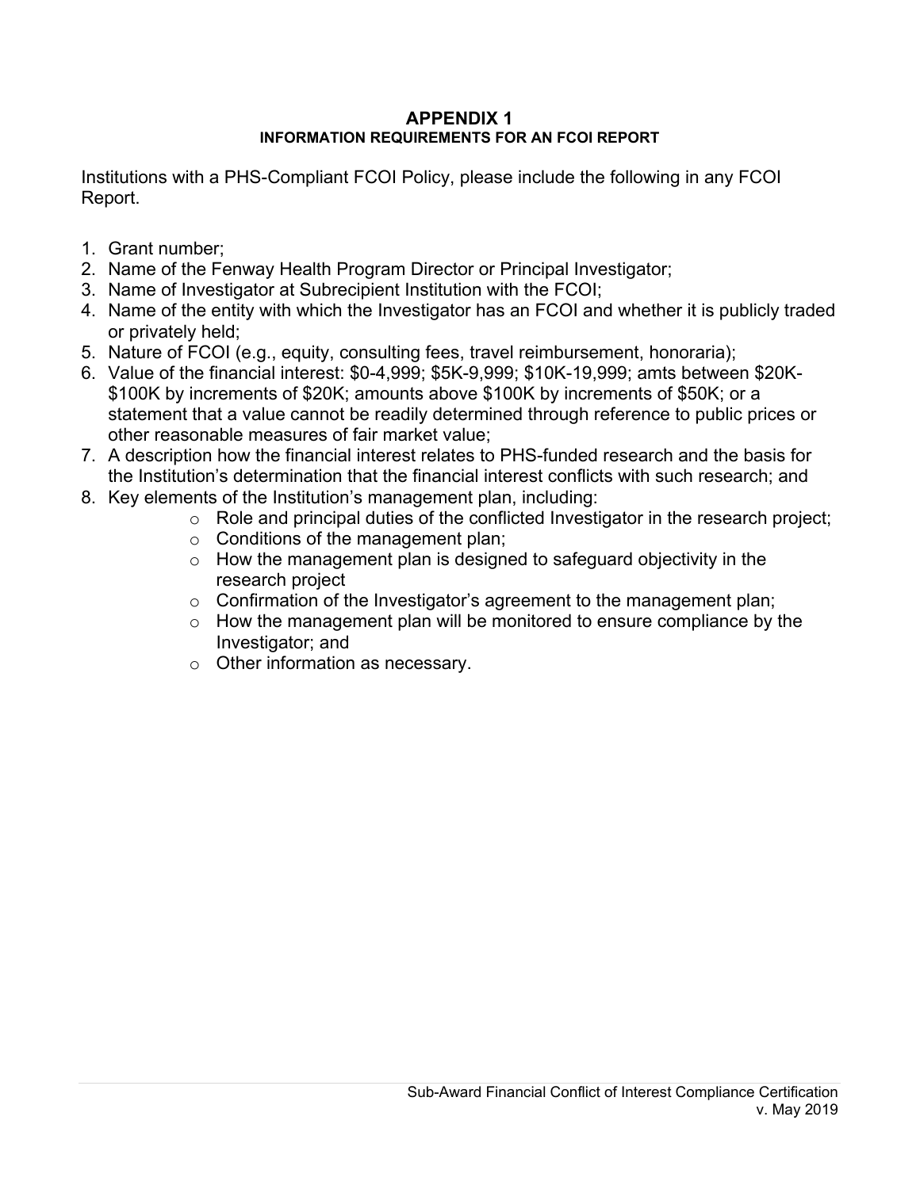# APPENDIX 1

## INFORMATION REQUIREMENTS FOR AN FCOI REPORT

Institutions with a PHS-Compliant FCOI Policy, please include the following in any FCOI Report.

1. Grant number;
2. Name of the Fenway Health Program Director or Principal Investigator;
3. Name of Investigator at Subrecipient Institution with the FCOI;
4. Name of the entity with which the Investigator has an FCOI and whether it is publicly traded or privately held;
5. Nature of FCOI (e.g., equity, consulting fees, travel reimbursement, honoraria);
6. Value of the financial interest: $0-4,999; $5K-9,999; $10K-19,999; amts between $20K-$100K by increments of $20K; amounts above $100K by increments of $50K; or a statement that a value cannot be readily determined through reference to public prices or other reasonable measures of fair market value;
7. A description how the financial interest relates to PHS-funded research and the basis for the Institution's determination that the financial interest conflicts with such research; and
8. Key elements of the Institution's management plan, including:
   - Role and principal duties of the conflicted Investigator in the research project;
   - Conditions of the management plan;
   - How the management plan is designed to safeguard objectivity in the research project
   - Confirmation of the Investigator's agreement to the management plan;
   - How the management plan will be monitored to ensure compliance by the Investigator; and
   - Other information as necessary.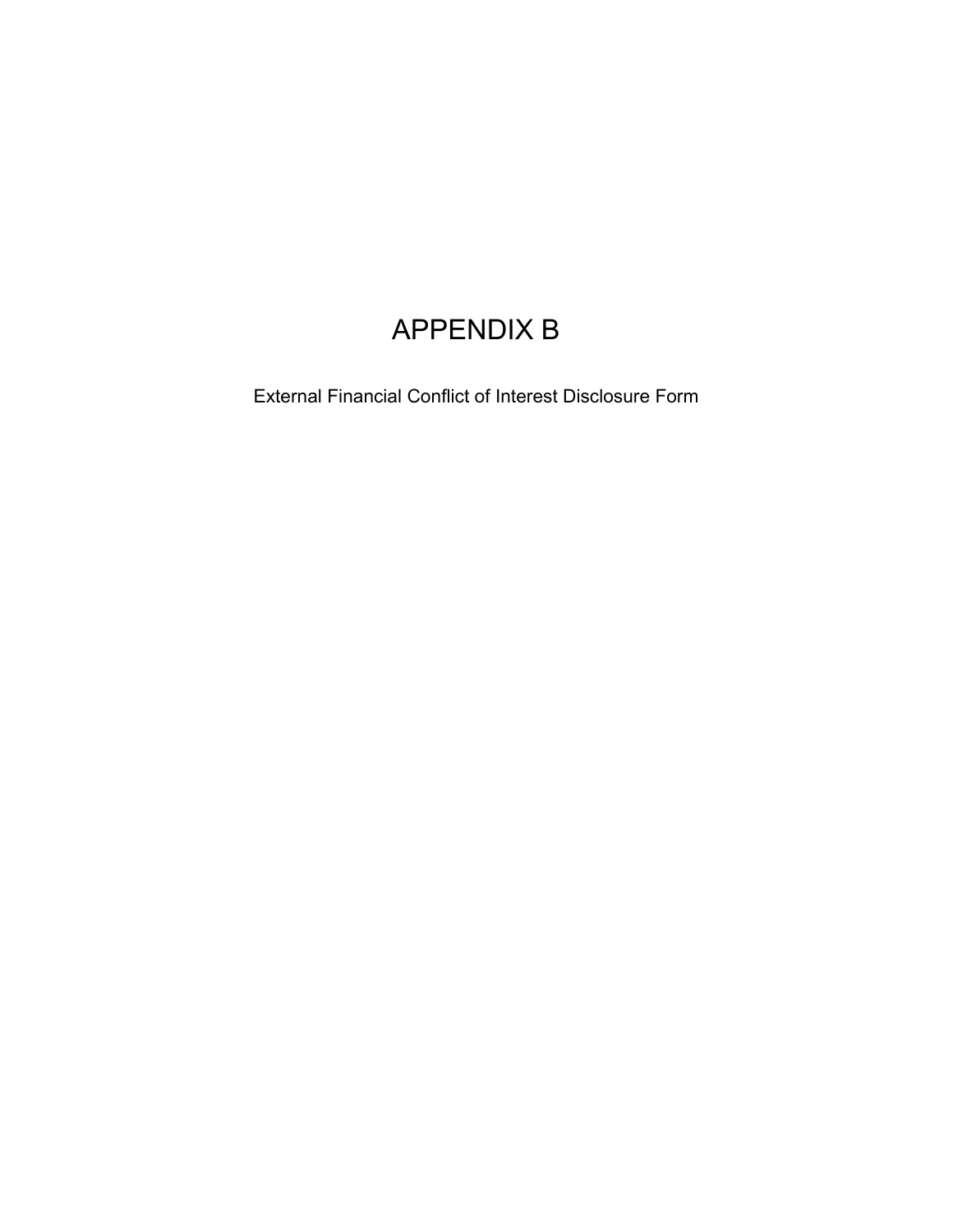# APPENDIX B

External Financial Conflict of Interest Disclosure Form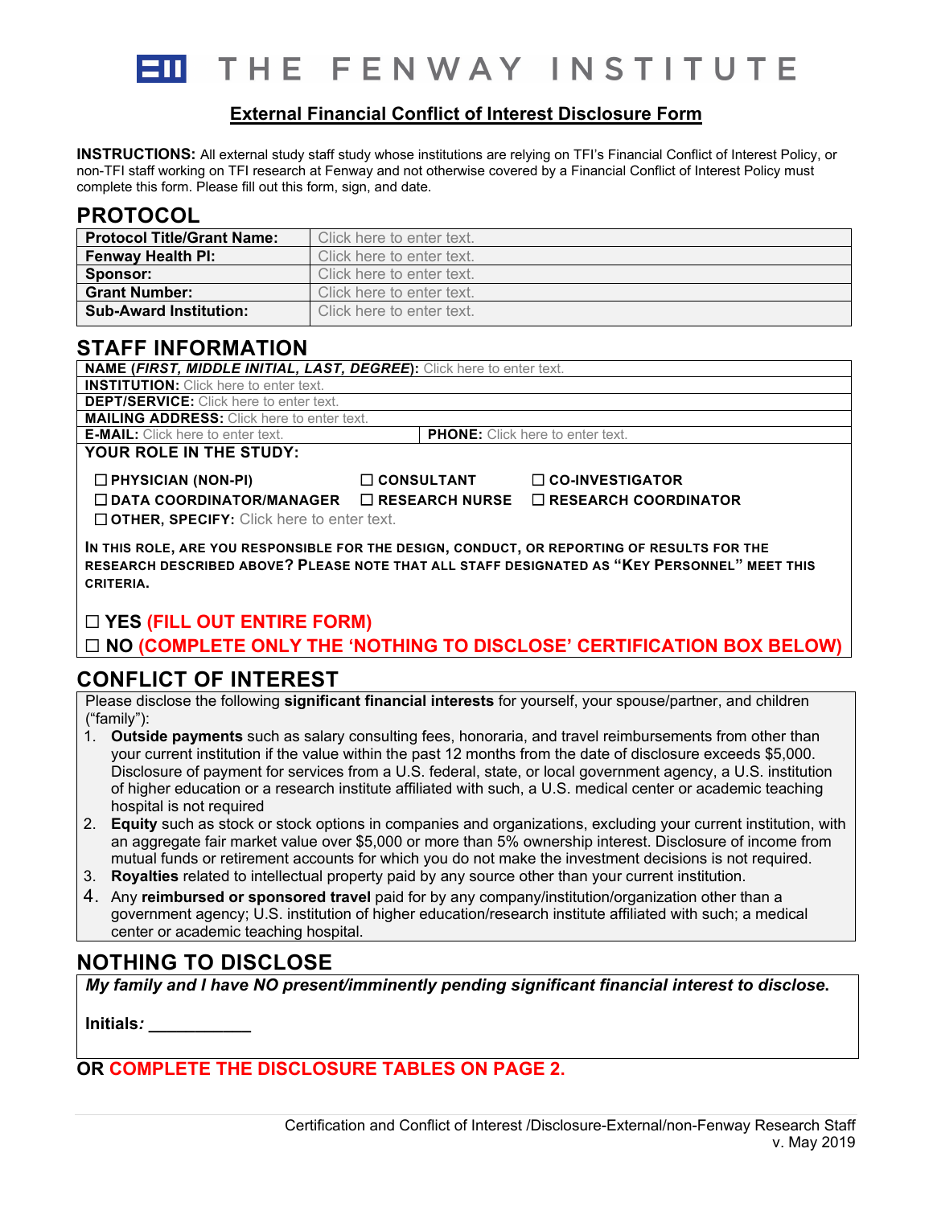# THE FENWAY INSTITUTE

## External Financial Conflict of Interest Disclosure Form

**INSTRUCTIONS:** All external study staff study whose institutions are relying on TFI's Financial Conflict of Interest Policy, or non-TFI staff working on TFI research at Fenway and not otherwise covered by a Financial Conflict of Interest Policy must complete this form. Please fill out this form, sign, and date.

## PROTOCOL

| Protocol Title/Grant Name: | Click here to enter text. |
|---|---|
| Fenway Health PI: | Click here to enter text. |
| Sponsor: | Click here to enter text. |
| Grant Number: | Click here to enter text. |
| Sub-Award Institution: | Click here to enter text. |

## STAFF INFORMATION

**NAME (*FIRST, MIDDLE INITIAL, LAST, DEGREE*):** Click here to enter text.

**INSTITUTION:** Click here to enter text.

**DEPT/SERVICE:** Click here to enter text.

**MAILING ADDRESS:** Click here to enter text.

**E-MAIL:** Click here to enter text. **PHONE:** Click here to enter text.

**YOUR ROLE IN THE STUDY:**

☐ **PHYSICIAN (NON-PI)** ☐ **CONSULTANT** ☐ **CO-INVESTIGATOR**

☐ **DATA COORDINATOR/MANAGER** ☐ **RESEARCH NURSE** ☐ **RESEARCH COORDINATOR**

☐ **OTHER, SPECIFY:** Click here to enter text.

**IN THIS ROLE, ARE YOU RESPONSIBLE FOR THE DESIGN, CONDUCT, OR REPORTING OF RESULTS FOR THE RESEARCH DESCRIBED ABOVE? PLEASE NOTE THAT ALL STAFF DESIGNATED AS "KEY PERSONNEL" MEET THIS CRITERIA.**

☐ **YES (FILL OUT ENTIRE FORM)**

☐ **NO (COMPLETE ONLY THE 'NOTHING TO DISCLOSE' CERTIFICATION BOX BELOW)**

## CONFLICT OF INTEREST

Please disclose the following **significant financial interests** for yourself, your spouse/partner, and children ("family"):

1. **Outside payments** such as salary consulting fees, honoraria, and travel reimbursements from other than your current institution if the value within the past 12 months from the date of disclosure exceeds $5,000. Disclosure of payment for services from a U.S. federal, state, or local government agency, a U.S. institution of higher education or a research institute affiliated with such, a U.S. medical center or academic teaching hospital is not required
2. **Equity** such as stock or stock options in companies and organizations, excluding your current institution, with an aggregate fair market value over $5,000 or more than 5% ownership interest. Disclosure of income from mutual funds or retirement accounts for which you do not make the investment decisions is not required.
3. **Royalties** related to intellectual property paid by any source other than your current institution.
4. Any **reimbursed or sponsored travel** paid for by any company/institution/organization other than a government agency; U.S. institution of higher education/research institute affiliated with such; a medical center or academic teaching hospital.

## NOTHING TO DISCLOSE

***My family and I have NO present/imminently pending significant financial interest to disclose.***

**Initials*:*** ___________

**OR COMPLETE THE DISCLOSURE TABLES ON PAGE 2.**

Certification and Conflict of Interest /Disclosure-External/non-Fenway Research Staff
v. May 2019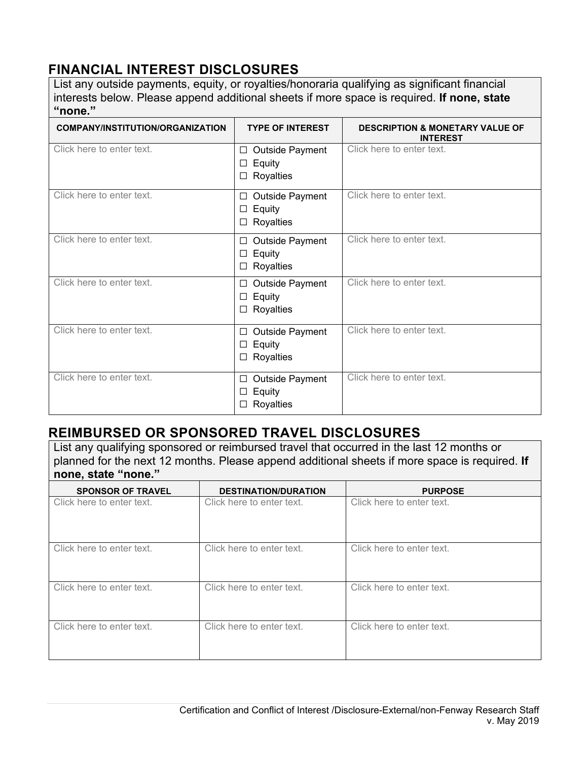## FINANCIAL INTEREST DISCLOSURES

List any outside payments, equity, or royalties/honoraria qualifying as significant financial interests below. Please append additional sheets if more space is required. **If none, state "none."**

| COMPANY/INSTITUTION/ORGANIZATION | TYPE OF INTEREST | DESCRIPTION & MONETARY VALUE OF INTEREST |
|---|---|---|
| Click here to enter text. | ☐ Outside Payment<br>☐ Equity<br>☐ Royalties | Click here to enter text. |
| Click here to enter text. | ☐ Outside Payment<br>☐ Equity<br>☐ Royalties | Click here to enter text. |
| Click here to enter text. | ☐ Outside Payment<br>☐ Equity<br>☐ Royalties | Click here to enter text. |
| Click here to enter text. | ☐ Outside Payment<br>☐ Equity<br>☐ Royalties | Click here to enter text. |
| Click here to enter text. | ☐ Outside Payment<br>☐ Equity<br>☐ Royalties | Click here to enter text. |
| Click here to enter text. | ☐ Outside Payment<br>☐ Equity<br>☐ Royalties | Click here to enter text. |

## REIMBURSED OR SPONSORED TRAVEL DISCLOSURES

List any qualifying sponsored or reimbursed travel that occurred in the last 12 months or planned for the next 12 months. Please append additional sheets if more space is required. **If none, state "none."**

| SPONSOR OF TRAVEL | DESTINATION/DURATION | PURPOSE |
|---|---|---|
| Click here to enter text. | Click here to enter text. | Click here to enter text. |
| Click here to enter text. | Click here to enter text. | Click here to enter text. |
| Click here to enter text. | Click here to enter text. | Click here to enter text. |
| Click here to enter text. | Click here to enter text. | Click here to enter text. |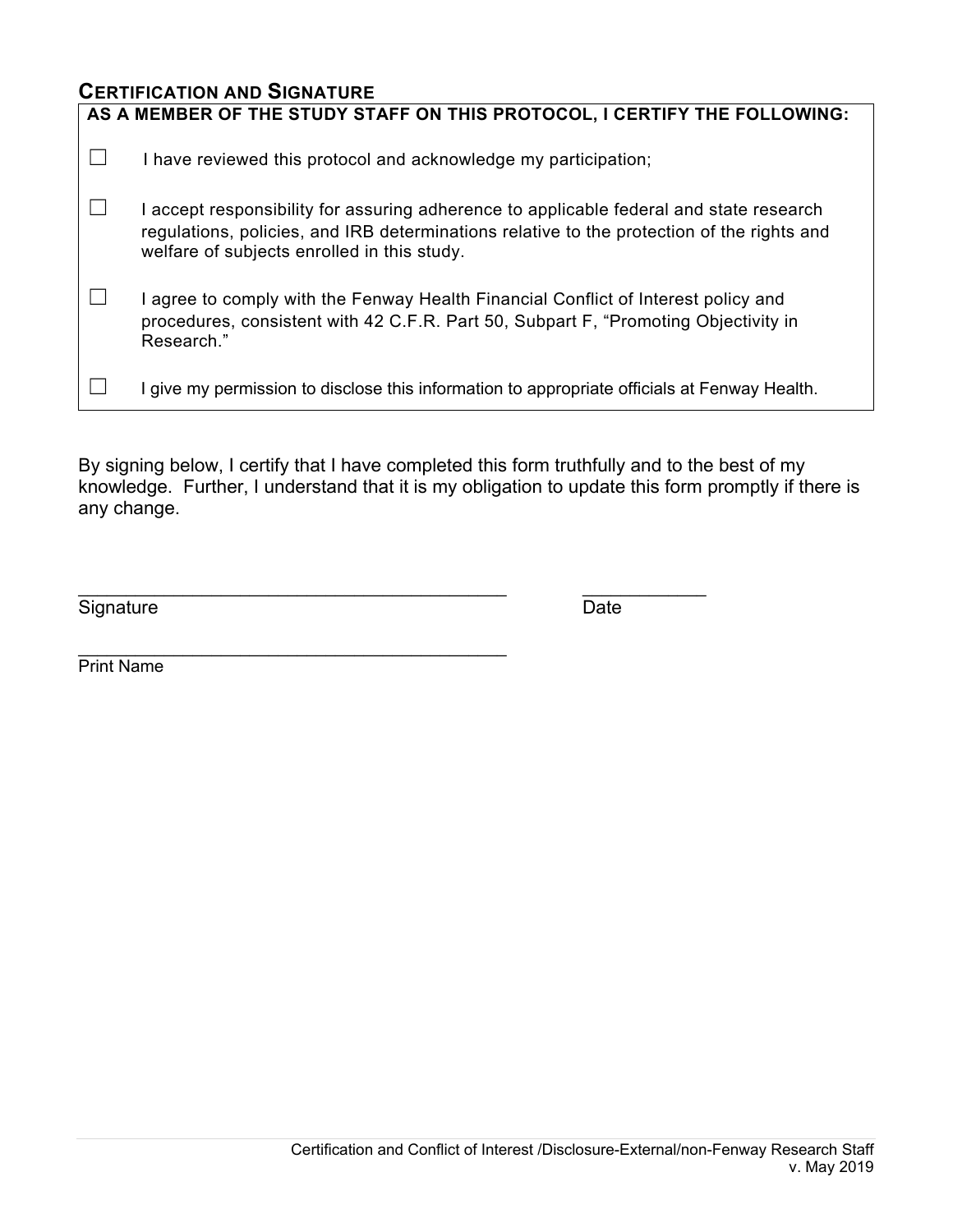## Certification and Signature

**AS A MEMBER OF THE STUDY STAFF ON THIS PROTOCOL, I CERTIFY THE FOLLOWING:**

☐ I have reviewed this protocol and acknowledge my participation;

☐ I accept responsibility for assuring adherence to applicable federal and state research regulations, policies, and IRB determinations relative to the protection of the rights and welfare of subjects enrolled in this study.

☐ I agree to comply with the Fenway Health Financial Conflict of Interest policy and procedures, consistent with 42 C.F.R. Part 50, Subpart F, "Promoting Objectivity in Research."

☐ I give my permission to disclose this information to appropriate officials at Fenway Health.

By signing below, I certify that I have completed this form truthfully and to the best of my knowledge. Further, I understand that it is my obligation to update this form promptly if there is any change.

_________________________________________ ____________
Signature Date

_________________________________________
Print Name